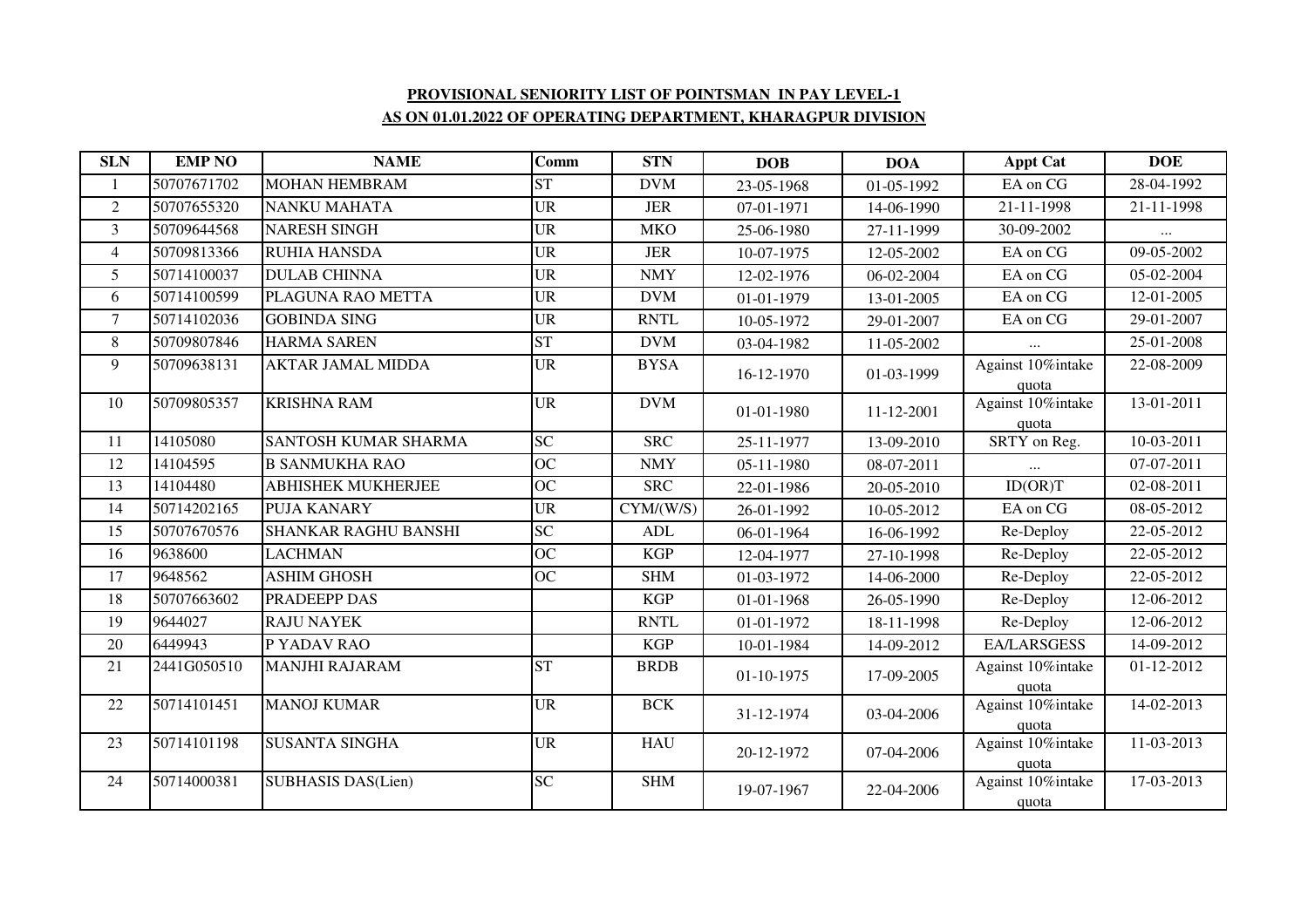**PROVISIONAL SENIORITY LIST OF POINTSMAN IN PAY LEVEL-1**

**AS ON 01.01.2022 OF OPERATING DEPARTMENT, KHARAGPUR DIVISION**

| SLN | EMP NO | NAME | Comm | STN | DOB | DOA | Appt Cat | DOE |
|---|---|---|---|---|---|---|---|---|
| 1 | 50707671702 | MOHAN HEMBRAM | ST | DVM | 23-05-1968 | 01-05-1992 | EA on CG | 28-04-1992 |
| 2 | 50707655320 | NANKU MAHATA | UR | JER | 07-01-1971 | 14-06-1990 | 21-11-1998 | 21-11-1998 |
| 3 | 50709644568 | NARESH SINGH | UR | MKO | 25-06-1980 | 27-11-1999 | 30-09-2002 | ... |
| 4 | 50709813366 | RUHIA HANSDA | UR | JER | 10-07-1975 | 12-05-2002 | EA on CG | 09-05-2002 |
| 5 | 50714100037 | DULAB CHINNA | UR | NMY | 12-02-1976 | 06-02-2004 | EA on CG | 05-02-2004 |
| 6 | 50714100599 | PLAGUNA RAO METTA | UR | DVM | 01-01-1979 | 13-01-2005 | EA on CG | 12-01-2005 |
| 7 | 50714102036 | GOBINDA SING | UR | RNTL | 10-05-1972 | 29-01-2007 | EA on CG | 29-01-2007 |
| 8 | 50709807846 | HARMA SAREN | ST | DVM | 03-04-1982 | 11-05-2002 | ... | 25-01-2008 |
| 9 | 50709638131 | AKTAR JAMAL MIDDA | UR | BYSA | 16-12-1970 | 01-03-1999 | Against 10%intake quota | 22-08-2009 |
| 10 | 50709805357 | KRISHNA RAM | UR | DVM | 01-01-1980 | 11-12-2001 | Against 10%intake quota | 13-01-2011 |
| 11 | 14105080 | SANTOSH KUMAR SHARMA | SC | SRC | 25-11-1977 | 13-09-2010 | SRTY on Reg. | 10-03-2011 |
| 12 | 14104595 | B SANMUKHA RAO | OC | NMY | 05-11-1980 | 08-07-2011 | ... | 07-07-2011 |
| 13 | 14104480 | ABHISHEK MUKHERJEE | OC | SRC | 22-01-1986 | 20-05-2010 | ID(OR)T | 02-08-2011 |
| 14 | 50714202165 | PUJA KANARY | UR | CYM/(W/S) | 26-01-1992 | 10-05-2012 | EA on CG | 08-05-2012 |
| 15 | 50707670576 | SHANKAR RAGHU BANSHI | SC | ADL | 06-01-1964 | 16-06-1992 | Re-Deploy | 22-05-2012 |
| 16 | 9638600 | LACHMAN | OC | KGP | 12-04-1977 | 27-10-1998 | Re-Deploy | 22-05-2012 |
| 17 | 9648562 | ASHIM GHOSH | OC | SHM | 01-03-1972 | 14-06-2000 | Re-Deploy | 22-05-2012 |
| 18 | 50707663602 | PRADEEPP DAS | | KGP | 01-01-1968 | 26-05-1990 | Re-Deploy | 12-06-2012 |
| 19 | 9644027 | RAJU NAYEK | | RNTL | 01-01-1972 | 18-11-1998 | Re-Deploy | 12-06-2012 |
| 20 | 6449943 | P YADAV RAO | | KGP | 10-01-1984 | 14-09-2012 | EA/LARSGESS | 14-09-2012 |
| 21 | 2441G050510 | MANJHI RAJARAM | ST | BRDB | 01-10-1975 | 17-09-2005 | Against 10%intake quota | 01-12-2012 |
| 22 | 50714101451 | MANOJ KUMAR | UR | BCK | 31-12-1974 | 03-04-2006 | Against 10%intake quota | 14-02-2013 |
| 23 | 50714101198 | SUSANTA SINGHA | UR | HAU | 20-12-1972 | 07-04-2006 | Against 10%intake quota | 11-03-2013 |
| 24 | 50714000381 | SUBHASIS DAS(Lien) | SC | SHM | 19-07-1967 | 22-04-2006 | Against 10%intake quota | 17-03-2013 |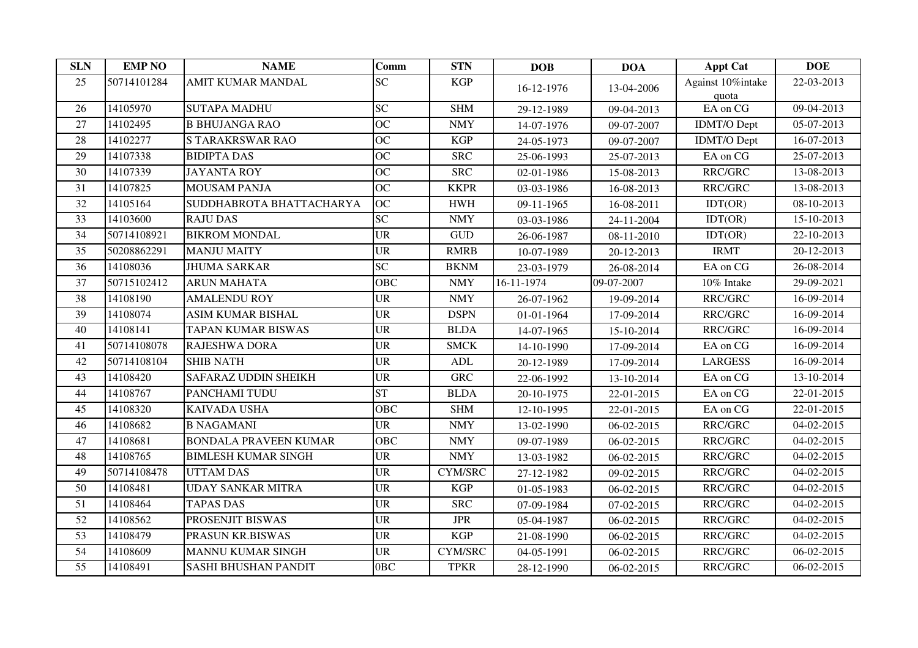| SLN | EMP NO | NAME | Comm | STN | DOB | DOA | Appt Cat | DOE |
|---|---|---|---|---|---|---|---|---|
| 25 | 50714101284 | AMIT KUMAR MANDAL | SC | KGP | 16-12-1976 | 13-04-2006 | Against 10%intake quota | 22-03-2013 |
| 26 | 14105970 | SUTAPA MADHU | SC | SHM | 29-12-1989 | 09-04-2013 | EA on CG | 09-04-2013 |
| 27 | 14102495 | B BHUJANGA RAO | OC | NMY | 14-07-1976 | 09-07-2007 | IDMT/O Dept | 05-07-2013 |
| 28 | 14102277 | S TARAKRSWAR RAO | OC | KGP | 24-05-1973 | 09-07-2007 | IDMT/O Dept | 16-07-2013 |
| 29 | 14107338 | BIDIPTA DAS | OC | SRC | 25-06-1993 | 25-07-2013 | EA on CG | 25-07-2013 |
| 30 | 14107339 | JAYANTA ROY | OC | SRC | 02-01-1986 | 15-08-2013 | RRC/GRC | 13-08-2013 |
| 31 | 14107825 | MOUSAM PANJA | OC | KKPR | 03-03-1986 | 16-08-2013 | RRC/GRC | 13-08-2013 |
| 32 | 14105164 | SUDDHABROTA BHATTACHARYA | OC | HWH | 09-11-1965 | 16-08-2011 | IDT(OR) | 08-10-2013 |
| 33 | 14103600 | RAJU DAS | SC | NMY | 03-03-1986 | 24-11-2004 | IDT(OR) | 15-10-2013 |
| 34 | 50714108921 | BIKROM MONDAL | UR | GUD | 26-06-1987 | 08-11-2010 | IDT(OR) | 22-10-2013 |
| 35 | 50208862291 | MANJU MAITY | UR | RMRB | 10-07-1989 | 20-12-2013 | IRMT | 20-12-2013 |
| 36 | 14108036 | JHUMA SARKAR | SC | BKNM | 23-03-1979 | 26-08-2014 | EA on CG | 26-08-2014 |
| 37 | 50715102412 | ARUN MAHATA | OBC | NMY | 16-11-1974 | 09-07-2007 | 10% Intake | 29-09-2021 |
| 38 | 14108190 | AMALENDU ROY | UR | NMY | 26-07-1962 | 19-09-2014 | RRC/GRC | 16-09-2014 |
| 39 | 14108074 | ASIM KUMAR BISHAL | UR | DSPN | 01-01-1964 | 17-09-2014 | RRC/GRC | 16-09-2014 |
| 40 | 14108141 | TAPAN KUMAR BISWAS | UR | BLDA | 14-07-1965 | 15-10-2014 | RRC/GRC | 16-09-2014 |
| 41 | 50714108078 | RAJESHWA DORA | UR | SMCK | 14-10-1990 | 17-09-2014 | EA on CG | 16-09-2014 |
| 42 | 50714108104 | SHIB NATH | UR | ADL | 20-12-1989 | 17-09-2014 | LARGESS | 16-09-2014 |
| 43 | 14108420 | SAFARAZ UDDIN SHEIKH | UR | GRC | 22-06-1992 | 13-10-2014 | EA on CG | 13-10-2014 |
| 44 | 14108767 | PANCHAMI TUDU | ST | BLDA | 20-10-1975 | 22-01-2015 | EA on CG | 22-01-2015 |
| 45 | 14108320 | KAIVADA USHA | OBC | SHM | 12-10-1995 | 22-01-2015 | EA on CG | 22-01-2015 |
| 46 | 14108682 | B NAGAMANI | UR | NMY | 13-02-1990 | 06-02-2015 | RRC/GRC | 04-02-2015 |
| 47 | 14108681 | BONDALA PRAVEEN KUMAR | OBC | NMY | 09-07-1989 | 06-02-2015 | RRC/GRC | 04-02-2015 |
| 48 | 14108765 | BIMLESH KUMAR SINGH | UR | NMY | 13-03-1982 | 06-02-2015 | RRC/GRC | 04-02-2015 |
| 49 | 50714108478 | UTTAM DAS | UR | CYM/SRC | 27-12-1982 | 09-02-2015 | RRC/GRC | 04-02-2015 |
| 50 | 14108481 | UDAY SANKAR MITRA | UR | KGP | 01-05-1983 | 06-02-2015 | RRC/GRC | 04-02-2015 |
| 51 | 14108464 | TAPAS DAS | UR | SRC | 07-09-1984 | 07-02-2015 | RRC/GRC | 04-02-2015 |
| 52 | 14108562 | PROSENJIT BISWAS | UR | JPR | 05-04-1987 | 06-02-2015 | RRC/GRC | 04-02-2015 |
| 53 | 14108479 | PRASUN KR.BISWAS | UR | KGP | 21-08-1990 | 06-02-2015 | RRC/GRC | 04-02-2015 |
| 54 | 14108609 | MANNU KUMAR SINGH | UR | CYM/SRC | 04-05-1991 | 06-02-2015 | RRC/GRC | 06-02-2015 |
| 55 | 14108491 | SASHI BHUSHAN PANDIT | 0BC | TPKR | 28-12-1990 | 06-02-2015 | RRC/GRC | 06-02-2015 |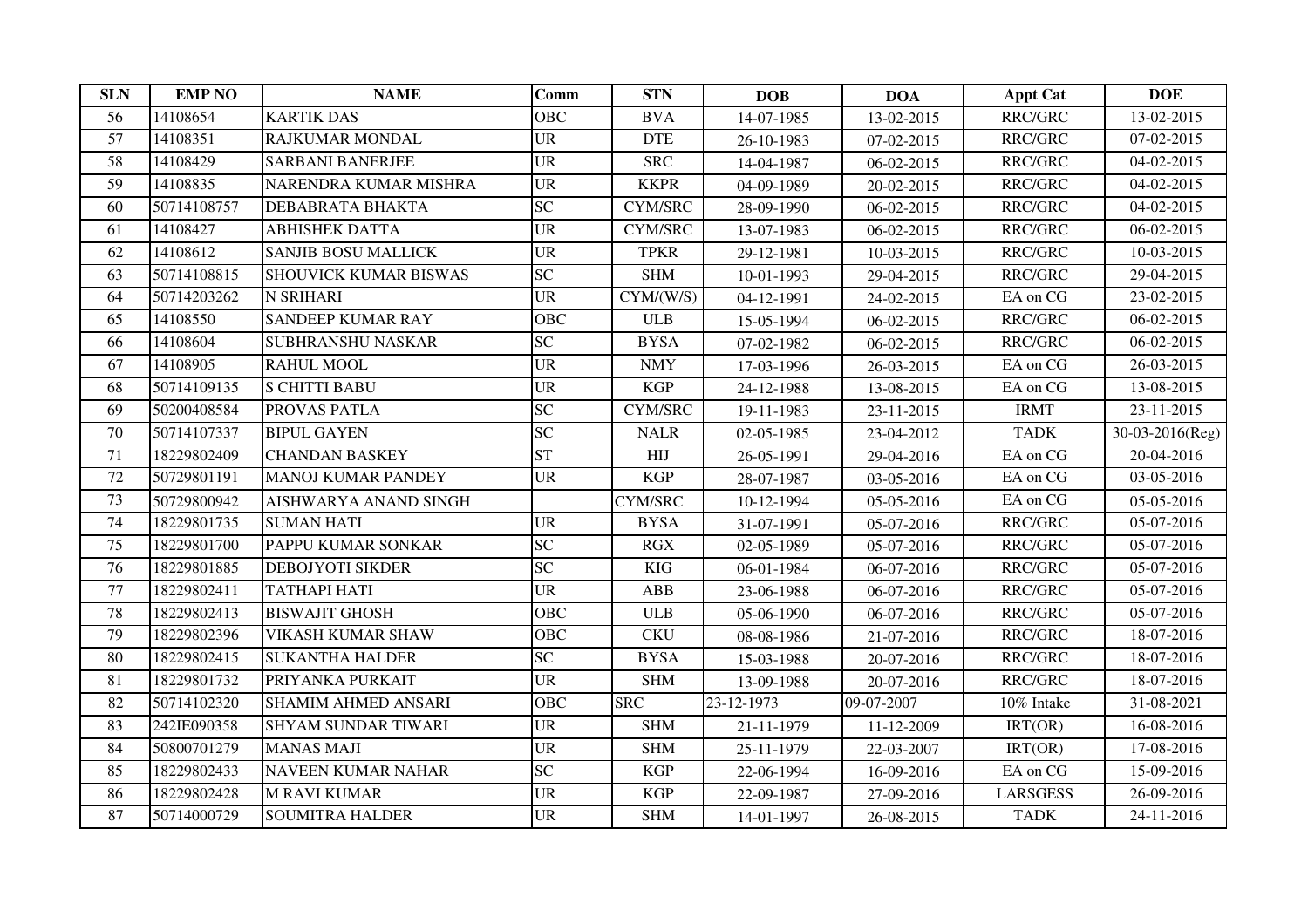| SLN | EMP NO | NAME | Comm | STN | DOB | DOA | Appt Cat | DOE |
|---|---|---|---|---|---|---|---|---|
| 56 | 14108654 | KARTIK DAS | OBC | BVA | 14-07-1985 | 13-02-2015 | RRC/GRC | 13-02-2015 |
| 57 | 14108351 | RAJKUMAR MONDAL | UR | DTE | 26-10-1983 | 07-02-2015 | RRC/GRC | 07-02-2015 |
| 58 | 14108429 | SARBANI BANERJEE | UR | SRC | 14-04-1987 | 06-02-2015 | RRC/GRC | 04-02-2015 |
| 59 | 14108835 | NARENDRA KUMAR MISHRA | UR | KKPR | 04-09-1989 | 20-02-2015 | RRC/GRC | 04-02-2015 |
| 60 | 50714108757 | DEBABRATA BHAKTA | SC | CYM/SRC | 28-09-1990 | 06-02-2015 | RRC/GRC | 04-02-2015 |
| 61 | 14108427 | ABHISHEK DATTA | UR | CYM/SRC | 13-07-1983 | 06-02-2015 | RRC/GRC | 06-02-2015 |
| 62 | 14108612 | SANJIB BOSU MALLICK | UR | TPKR | 29-12-1981 | 10-03-2015 | RRC/GRC | 10-03-2015 |
| 63 | 50714108815 | SHOUVICK KUMAR BISWAS | SC | SHM | 10-01-1993 | 29-04-2015 | RRC/GRC | 29-04-2015 |
| 64 | 50714203262 | N SRIHARI | UR | CYM/(W/S) | 04-12-1991 | 24-02-2015 | EA on CG | 23-02-2015 |
| 65 | 14108550 | SANDEEP KUMAR RAY | OBC | ULB | 15-05-1994 | 06-02-2015 | RRC/GRC | 06-02-2015 |
| 66 | 14108604 | SUBHRANSHU NASKAR | SC | BYSA | 07-02-1982 | 06-02-2015 | RRC/GRC | 06-02-2015 |
| 67 | 14108905 | RAHUL MOOL | UR | NMY | 17-03-1996 | 26-03-2015 | EA on CG | 26-03-2015 |
| 68 | 50714109135 | S CHITTI BABU | UR | KGP | 24-12-1988 | 13-08-2015 | EA on CG | 13-08-2015 |
| 69 | 50200408584 | PROVAS PATLA | SC | CYM/SRC | 19-11-1983 | 23-11-2015 | IRMT | 23-11-2015 |
| 70 | 50714107337 | BIPUL GAYEN | SC | NALR | 02-05-1985 | 23-04-2012 | TADK | 30-03-2016(Reg) |
| 71 | 18229802409 | CHANDAN BASKEY | ST | HIJ | 26-05-1991 | 29-04-2016 | EA on CG | 20-04-2016 |
| 72 | 50729801191 | MANOJ KUMAR PANDEY | UR | KGP | 28-07-1987 | 03-05-2016 | EA on CG | 03-05-2016 |
| 73 | 50729800942 | AISHWARYA ANAND SINGH | | CYM/SRC | 10-12-1994 | 05-05-2016 | EA on CG | 05-05-2016 |
| 74 | 18229801735 | SUMAN HATI | UR | BYSA | 31-07-1991 | 05-07-2016 | RRC/GRC | 05-07-2016 |
| 75 | 18229801700 | PAPPU KUMAR SONKAR | SC | RGX | 02-05-1989 | 05-07-2016 | RRC/GRC | 05-07-2016 |
| 76 | 18229801885 | DEBOJYOTI SIKDER | SC | KIG | 06-01-1984 | 06-07-2016 | RRC/GRC | 05-07-2016 |
| 77 | 18229802411 | TATHAPI HATI | UR | ABB | 23-06-1988 | 06-07-2016 | RRC/GRC | 05-07-2016 |
| 78 | 18229802413 | BISWAJIT GHOSH | OBC | ULB | 05-06-1990 | 06-07-2016 | RRC/GRC | 05-07-2016 |
| 79 | 18229802396 | VIKASH KUMAR SHAW | OBC | CKU | 08-08-1986 | 21-07-2016 | RRC/GRC | 18-07-2016 |
| 80 | 18229802415 | SUKANTHA HALDER | SC | BYSA | 15-03-1988 | 20-07-2016 | RRC/GRC | 18-07-2016 |
| 81 | 18229801732 | PRIYANKA PURKAIT | UR | SHM | 13-09-1988 | 20-07-2016 | RRC/GRC | 18-07-2016 |
| 82 | 50714102320 | SHAMIM AHMED ANSARI | OBC | SRC | 23-12-1973 | 09-07-2007 | 10% Intake | 31-08-2021 |
| 83 | 242IE090358 | SHYAM SUNDAR TIWARI | UR | SHM | 21-11-1979 | 11-12-2009 | IRT(OR) | 16-08-2016 |
| 84 | 50800701279 | MANAS MAJI | UR | SHM | 25-11-1979 | 22-03-2007 | IRT(OR) | 17-08-2016 |
| 85 | 18229802433 | NAVEEN KUMAR NAHAR | SC | KGP | 22-06-1994 | 16-09-2016 | EA on CG | 15-09-2016 |
| 86 | 18229802428 | M RAVI KUMAR | UR | KGP | 22-09-1987 | 27-09-2016 | LARSGESS | 26-09-2016 |
| 87 | 50714000729 | SOUMITRA HALDER | UR | SHM | 14-01-1997 | 26-08-2015 | TADK | 24-11-2016 |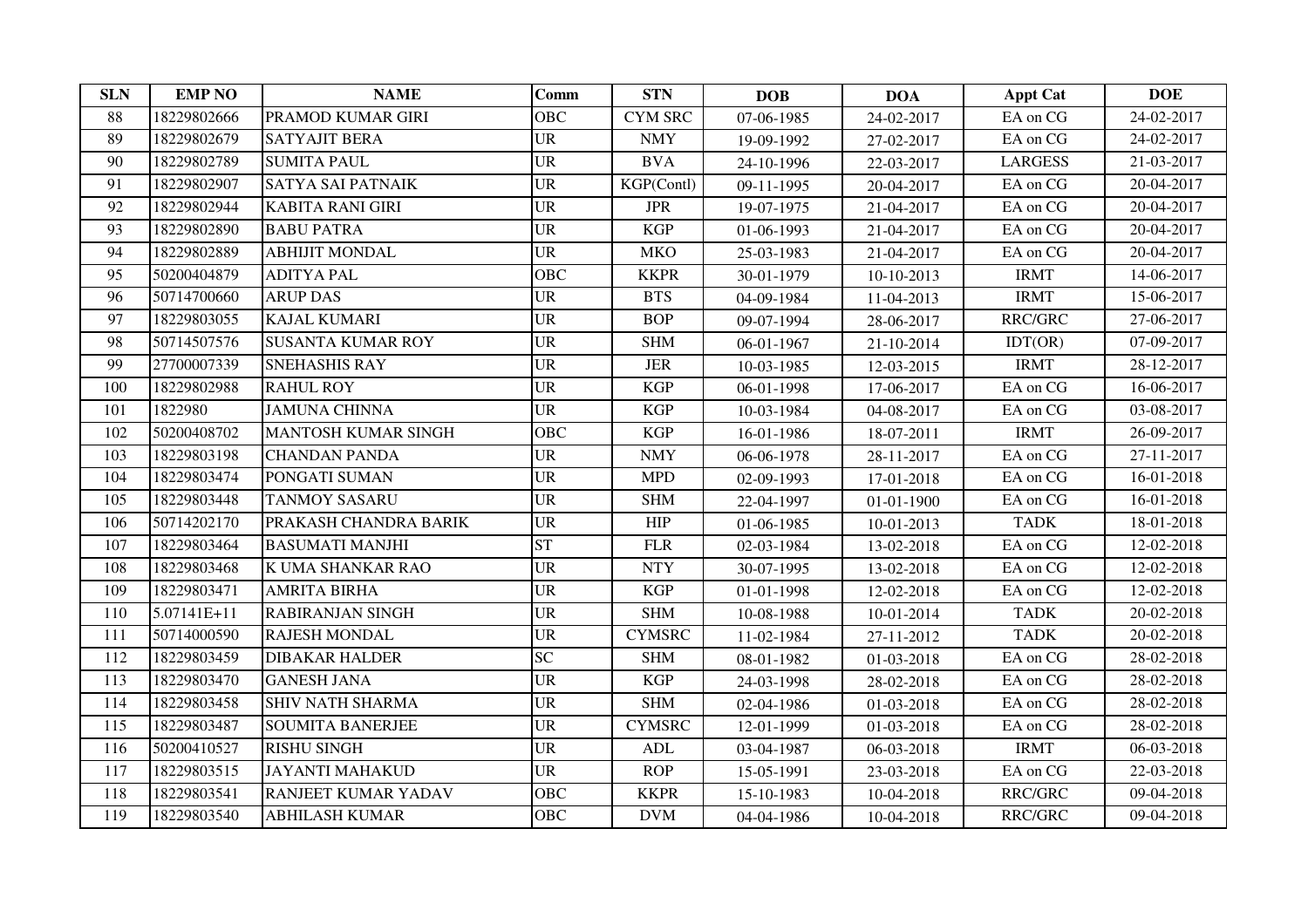| SLN | EMP NO | NAME | Comm | STN | DOB | DOA | Appt Cat | DOE |
|---|---|---|---|---|---|---|---|---|
| 88 | 18229802666 | PRAMOD KUMAR GIRI | OBC | CYM SRC | 07-06-1985 | 24-02-2017 | EA on CG | 24-02-2017 |
| 89 | 18229802679 | SATYAJIT BERA | UR | NMY | 19-09-1992 | 27-02-2017 | EA on CG | 24-02-2017 |
| 90 | 18229802789 | SUMITA PAUL | UR | BVA | 24-10-1996 | 22-03-2017 | LARGESS | 21-03-2017 |
| 91 | 18229802907 | SATYA SAI PATNAIK | UR | KGP(Contl) | 09-11-1995 | 20-04-2017 | EA on CG | 20-04-2017 |
| 92 | 18229802944 | KABITA RANI GIRI | UR | JPR | 19-07-1975 | 21-04-2017 | EA on CG | 20-04-2017 |
| 93 | 18229802890 | BABU PATRA | UR | KGP | 01-06-1993 | 21-04-2017 | EA on CG | 20-04-2017 |
| 94 | 18229802889 | ABHIJIT MONDAL | UR | MKO | 25-03-1983 | 21-04-2017 | EA on CG | 20-04-2017 |
| 95 | 50200404879 | ADITYA PAL | OBC | KKPR | 30-01-1979 | 10-10-2013 | IRMT | 14-06-2017 |
| 96 | 50714700660 | ARUP DAS | UR | BTS | 04-09-1984 | 11-04-2013 | IRMT | 15-06-2017 |
| 97 | 18229803055 | KAJAL KUMARI | UR | BOP | 09-07-1994 | 28-06-2017 | RRC/GRC | 27-06-2017 |
| 98 | 50714507576 | SUSANTA KUMAR ROY | UR | SHM | 06-01-1967 | 21-10-2014 | IDT(OR) | 07-09-2017 |
| 99 | 27700007339 | SNEHASHIS RAY | UR | JER | 10-03-1985 | 12-03-2015 | IRMT | 28-12-2017 |
| 100 | 18229802988 | RAHUL ROY | UR | KGP | 06-01-1998 | 17-06-2017 | EA on CG | 16-06-2017 |
| 101 | 1822980 | JAMUNA CHINNA | UR | KGP | 10-03-1984 | 04-08-2017 | EA on CG | 03-08-2017 |
| 102 | 50200408702 | MANTOSH KUMAR SINGH | OBC | KGP | 16-01-1986 | 18-07-2011 | IRMT | 26-09-2017 |
| 103 | 18229803198 | CHANDAN PANDA | UR | NMY | 06-06-1978 | 28-11-2017 | EA on CG | 27-11-2017 |
| 104 | 18229803474 | PONGATI SUMAN | UR | MPD | 02-09-1993 | 17-01-2018 | EA on CG | 16-01-2018 |
| 105 | 18229803448 | TANMOY SASARU | UR | SHM | 22-04-1997 | 01-01-1900 | EA on CG | 16-01-2018 |
| 106 | 50714202170 | PRAKASH CHANDRA BARIK | UR | HIP | 01-06-1985 | 10-01-2013 | TADK | 18-01-2018 |
| 107 | 18229803464 | BASUMATI MANJHI | ST | FLR | 02-03-1984 | 13-02-2018 | EA on CG | 12-02-2018 |
| 108 | 18229803468 | K UMA SHANKAR RAO | UR | NTY | 30-07-1995 | 13-02-2018 | EA on CG | 12-02-2018 |
| 109 | 18229803471 | AMRITA BIRHA | UR | KGP | 01-01-1998 | 12-02-2018 | EA on CG | 12-02-2018 |
| 110 | 5.07141E+11 | RABIRANJAN SINGH | UR | SHM | 10-08-1988 | 10-01-2014 | TADK | 20-02-2018 |
| 111 | 50714000590 | RAJESH MONDAL | UR | CYMSRC | 11-02-1984 | 27-11-2012 | TADK | 20-02-2018 |
| 112 | 18229803459 | DIBAKAR HALDER | SC | SHM | 08-01-1982 | 01-03-2018 | EA on CG | 28-02-2018 |
| 113 | 18229803470 | GANESH JANA | UR | KGP | 24-03-1998 | 28-02-2018 | EA on CG | 28-02-2018 |
| 114 | 18229803458 | SHIV NATH SHARMA | UR | SHM | 02-04-1986 | 01-03-2018 | EA on CG | 28-02-2018 |
| 115 | 18229803487 | SOUMITA BANERJEE | UR | CYMSRC | 12-01-1999 | 01-03-2018 | EA on CG | 28-02-2018 |
| 116 | 50200410527 | RISHU SINGH | UR | ADL | 03-04-1987 | 06-03-2018 | IRMT | 06-03-2018 |
| 117 | 18229803515 | JAYANTI MAHAKUD | UR | ROP | 15-05-1991 | 23-03-2018 | EA on CG | 22-03-2018 |
| 118 | 18229803541 | RANJEET KUMAR YADAV | OBC | KKPR | 15-10-1983 | 10-04-2018 | RRC/GRC | 09-04-2018 |
| 119 | 18229803540 | ABHILASH KUMAR | OBC | DVM | 04-04-1986 | 10-04-2018 | RRC/GRC | 09-04-2018 |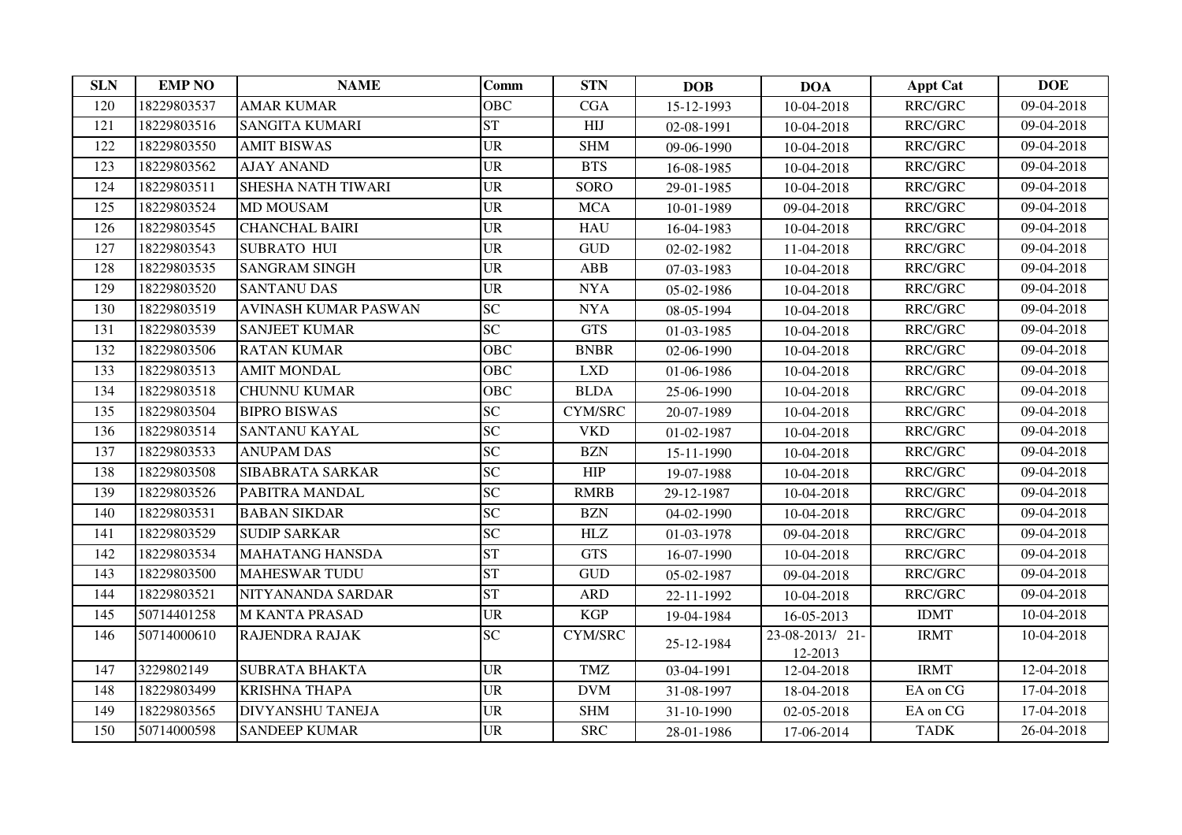| SLN | EMP NO | NAME | Comm | STN | DOB | DOA | Appt Cat | DOE |
|---|---|---|---|---|---|---|---|---|
| 120 | 18229803537 | AMAR KUMAR | OBC | CGA | 15-12-1993 | 10-04-2018 | RRC/GRC | 09-04-2018 |
| 121 | 18229803516 | SANGITA KUMARI | ST | HIJ | 02-08-1991 | 10-04-2018 | RRC/GRC | 09-04-2018 |
| 122 | 18229803550 | AMIT BISWAS | UR | SHM | 09-06-1990 | 10-04-2018 | RRC/GRC | 09-04-2018 |
| 123 | 18229803562 | AJAY ANAND | UR | BTS | 16-08-1985 | 10-04-2018 | RRC/GRC | 09-04-2018 |
| 124 | 18229803511 | SHESHA NATH TIWARI | UR | SORO | 29-01-1985 | 10-04-2018 | RRC/GRC | 09-04-2018 |
| 125 | 18229803524 | MD MOUSAM | UR | MCA | 10-01-1989 | 09-04-2018 | RRC/GRC | 09-04-2018 |
| 126 | 18229803545 | CHANCHAL BAIRI | UR | HAU | 16-04-1983 | 10-04-2018 | RRC/GRC | 09-04-2018 |
| 127 | 18229803543 | SUBRATO HUI | UR | GUD | 02-02-1982 | 11-04-2018 | RRC/GRC | 09-04-2018 |
| 128 | 18229803535 | SANGRAM SINGH | UR | ABB | 07-03-1983 | 10-04-2018 | RRC/GRC | 09-04-2018 |
| 129 | 18229803520 | SANTANU DAS | UR | NYA | 05-02-1986 | 10-04-2018 | RRC/GRC | 09-04-2018 |
| 130 | 18229803519 | AVINASH KUMAR PASWAN | SC | NYA | 08-05-1994 | 10-04-2018 | RRC/GRC | 09-04-2018 |
| 131 | 18229803539 | SANJEET KUMAR | SC | GTS | 01-03-1985 | 10-04-2018 | RRC/GRC | 09-04-2018 |
| 132 | 18229803506 | RATAN KUMAR | OBC | BNBR | 02-06-1990 | 10-04-2018 | RRC/GRC | 09-04-2018 |
| 133 | 18229803513 | AMIT MONDAL | OBC | LXD | 01-06-1986 | 10-04-2018 | RRC/GRC | 09-04-2018 |
| 134 | 18229803518 | CHUNNU KUMAR | OBC | BLDA | 25-06-1990 | 10-04-2018 | RRC/GRC | 09-04-2018 |
| 135 | 18229803504 | BIPRO BISWAS | SC | CYM/SRC | 20-07-1989 | 10-04-2018 | RRC/GRC | 09-04-2018 |
| 136 | 18229803514 | SANTANU KAYAL | SC | VKD | 01-02-1987 | 10-04-2018 | RRC/GRC | 09-04-2018 |
| 137 | 18229803533 | ANUPAM DAS | SC | BZN | 15-11-1990 | 10-04-2018 | RRC/GRC | 09-04-2018 |
| 138 | 18229803508 | SIBABRATA SARKAR | SC | HIP | 19-07-1988 | 10-04-2018 | RRC/GRC | 09-04-2018 |
| 139 | 18229803526 | PABITRA MANDAL | SC | RMRB | 29-12-1987 | 10-04-2018 | RRC/GRC | 09-04-2018 |
| 140 | 18229803531 | BABAN SIKDAR | SC | BZN | 04-02-1990 | 10-04-2018 | RRC/GRC | 09-04-2018 |
| 141 | 18229803529 | SUDIP SARKAR | SC | HLZ | 01-03-1978 | 09-04-2018 | RRC/GRC | 09-04-2018 |
| 142 | 18229803534 | MAHATANG HANSDA | ST | GTS | 16-07-1990 | 10-04-2018 | RRC/GRC | 09-04-2018 |
| 143 | 18229803500 | MAHESWAR TUDU | ST | GUD | 05-02-1987 | 09-04-2018 | RRC/GRC | 09-04-2018 |
| 144 | 18229803521 | NITYANANDA SARDAR | ST | ARD | 22-11-1992 | 10-04-2018 | RRC/GRC | 09-04-2018 |
| 145 | 50714401258 | M KANTA PRASAD | UR | KGP | 19-04-1984 | 16-05-2013 | IDMT | 10-04-2018 |
| 146 | 50714000610 | RAJENDRA RAJAK | SC | CYM/SRC | 25-12-1984 | 23-08-2013/ 21-12-2013 | IRMT | 10-04-2018 |
| 147 | 3229802149 | SUBRATA BHAKTA | UR | TMZ | 03-04-1991 | 12-04-2018 | IRMT | 12-04-2018 |
| 148 | 18229803499 | KRISHNA THAPA | UR | DVM | 31-08-1997 | 18-04-2018 | EA on CG | 17-04-2018 |
| 149 | 18229803565 | DIVYANSHU TANEJA | UR | SHM | 31-10-1990 | 02-05-2018 | EA on CG | 17-04-2018 |
| 150 | 50714000598 | SANDEEP KUMAR | UR | SRC | 28-01-1986 | 17-06-2014 | TADK | 26-04-2018 |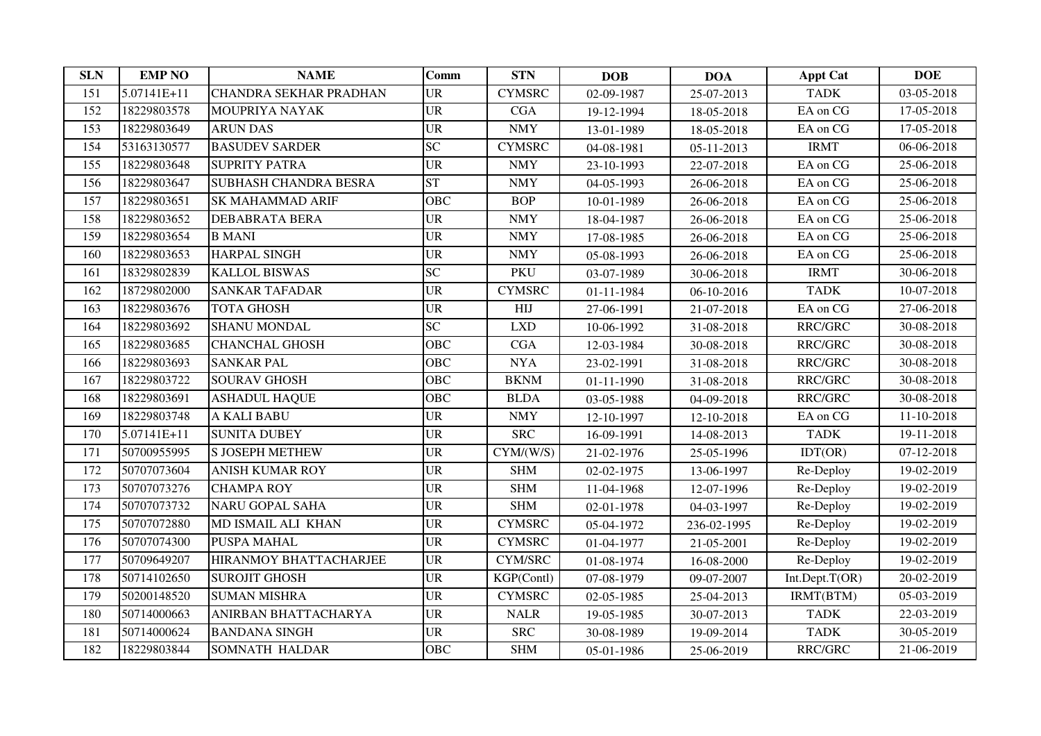| SLN | EMP NO | NAME | Comm | STN | DOB | DOA | Appt Cat | DOE |
|---|---|---|---|---|---|---|---|---|
| 151 | 5.07141E+11 | CHANDRA SEKHAR PRADHAN | UR | CYMSRC | 02-09-1987 | 25-07-2013 | TADK | 03-05-2018 |
| 152 | 18229803578 | MOUPRIYA NAYAK | UR | CGA | 19-12-1994 | 18-05-2018 | EA on CG | 17-05-2018 |
| 153 | 18229803649 | ARUN DAS | UR | NMY | 13-01-1989 | 18-05-2018 | EA on CG | 17-05-2018 |
| 154 | 53163130577 | BASUDEV SARDER | SC | CYMSRC | 04-08-1981 | 05-11-2013 | IRMT | 06-06-2018 |
| 155 | 18229803648 | SUPRITY PATRA | UR | NMY | 23-10-1993 | 22-07-2018 | EA on CG | 25-06-2018 |
| 156 | 18229803647 | SUBHASH CHANDRA BESRA | ST | NMY | 04-05-1993 | 26-06-2018 | EA on CG | 25-06-2018 |
| 157 | 18229803651 | SK MAHAMMAD ARIF | OBC | BOP | 10-01-1989 | 26-06-2018 | EA on CG | 25-06-2018 |
| 158 | 18229803652 | DEBABRATA BERA | UR | NMY | 18-04-1987 | 26-06-2018 | EA on CG | 25-06-2018 |
| 159 | 18229803654 | B MANI | UR | NMY | 17-08-1985 | 26-06-2018 | EA on CG | 25-06-2018 |
| 160 | 18229803653 | HARPAL SINGH | UR | NMY | 05-08-1993 | 26-06-2018 | EA on CG | 25-06-2018 |
| 161 | 18329802839 | KALLOL BISWAS | SC | PKU | 03-07-1989 | 30-06-2018 | IRMT | 30-06-2018 |
| 162 | 18729802000 | SANKAR TAFADAR | UR | CYMSRC | 01-11-1984 | 06-10-2016 | TADK | 10-07-2018 |
| 163 | 18229803676 | TOTA GHOSH | UR | HIJ | 27-06-1991 | 21-07-2018 | EA on CG | 27-06-2018 |
| 164 | 18229803692 | SHANU MONDAL | SC | LXD | 10-06-1992 | 31-08-2018 | RRC/GRC | 30-08-2018 |
| 165 | 18229803685 | CHANCHAL GHOSH | OBC | CGA | 12-03-1984 | 30-08-2018 | RRC/GRC | 30-08-2018 |
| 166 | 18229803693 | SANKAR PAL | OBC | NYA | 23-02-1991 | 31-08-2018 | RRC/GRC | 30-08-2018 |
| 167 | 18229803722 | SOURAV GHOSH | OBC | BKNM | 01-11-1990 | 31-08-2018 | RRC/GRC | 30-08-2018 |
| 168 | 18229803691 | ASHADUL HAQUE | OBC | BLDA | 03-05-1988 | 04-09-2018 | RRC/GRC | 30-08-2018 |
| 169 | 18229803748 | A KALI BABU | UR | NMY | 12-10-1997 | 12-10-2018 | EA on CG | 11-10-2018 |
| 170 | 5.07141E+11 | SUNITA DUBEY | UR | SRC | 16-09-1991 | 14-08-2013 | TADK | 19-11-2018 |
| 171 | 50700955995 | S JOSEPH METHEW | UR | CYM/(W/S) | 21-02-1976 | 25-05-1996 | IDT(OR) | 07-12-2018 |
| 172 | 50707073604 | ANISH KUMAR ROY | UR | SHM | 02-02-1975 | 13-06-1997 | Re-Deploy | 19-02-2019 |
| 173 | 50707073276 | CHAMPA ROY | UR | SHM | 11-04-1968 | 12-07-1996 | Re-Deploy | 19-02-2019 |
| 174 | 50707073732 | NARU GOPAL SAHA | UR | SHM | 02-01-1978 | 04-03-1997 | Re-Deploy | 19-02-2019 |
| 175 | 50707072880 | MD ISMAIL ALI KHAN | UR | CYMSRC | 05-04-1972 | 236-02-1995 | Re-Deploy | 19-02-2019 |
| 176 | 50707074300 | PUSPA MAHAL | UR | CYMSRC | 01-04-1977 | 21-05-2001 | Re-Deploy | 19-02-2019 |
| 177 | 50709649207 | HIRANMOY BHATTACHARJEE | UR | CYM/SRC | 01-08-1974 | 16-08-2000 | Re-Deploy | 19-02-2019 |
| 178 | 50714102650 | SUROJIT GHOSH | UR | KGP(Contl) | 07-08-1979 | 09-07-2007 | Int.Dept.T(OR) | 20-02-2019 |
| 179 | 50200148520 | SUMAN MISHRA | UR | CYMSRC | 02-05-1985 | 25-04-2013 | IRMT(BTM) | 05-03-2019 |
| 180 | 50714000663 | ANIRBAN BHATTACHARYA | UR | NALR | 19-05-1985 | 30-07-2013 | TADK | 22-03-2019 |
| 181 | 50714000624 | BANDANA SINGH | UR | SRC | 30-08-1989 | 19-09-2014 | TADK | 30-05-2019 |
| 182 | 18229803844 | SOMNATH HALDAR | OBC | SHM | 05-01-1986 | 25-06-2019 | RRC/GRC | 21-06-2019 |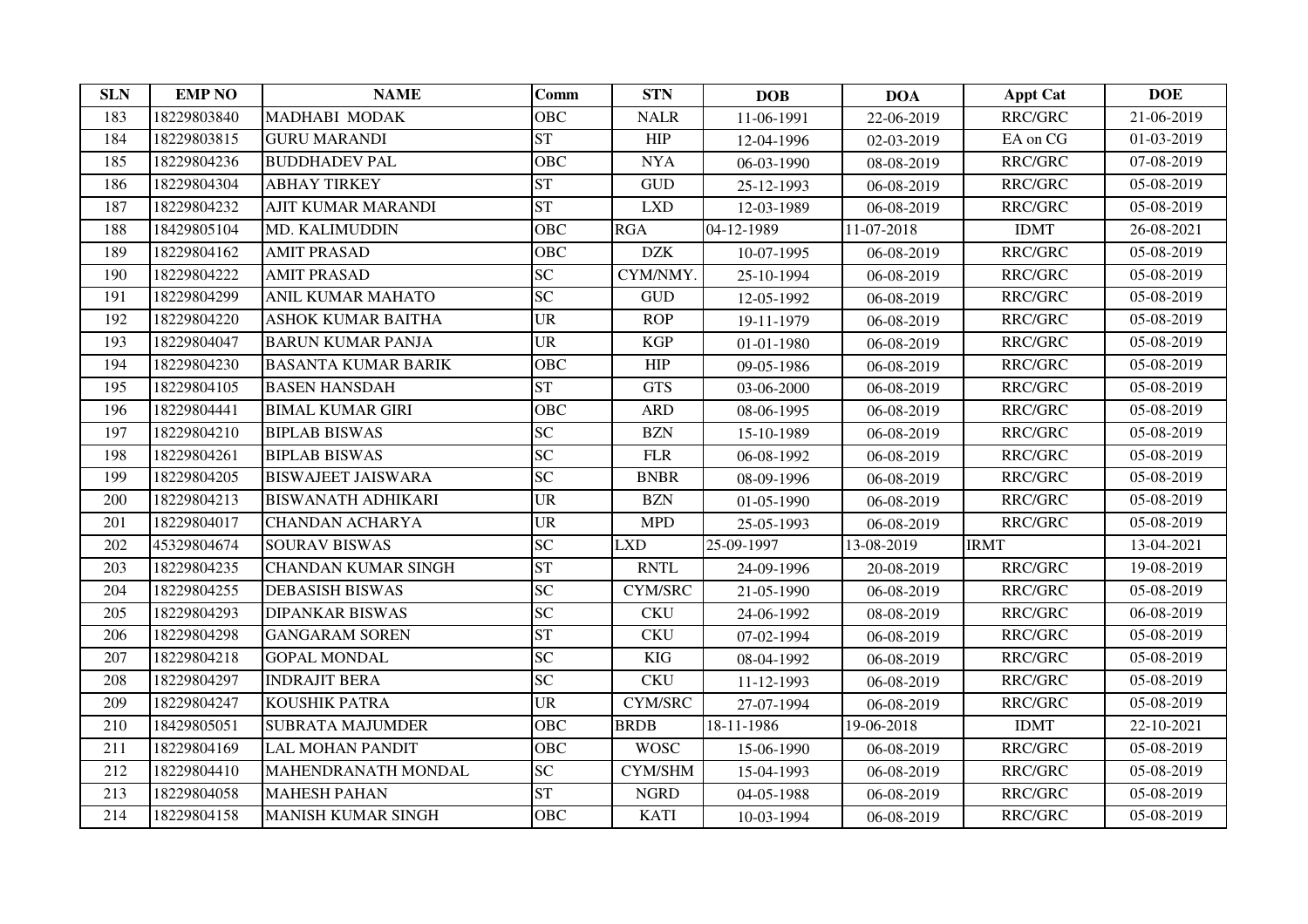| SLN | EMP NO | NAME | Comm | STN | DOB | DOA | Appt Cat | DOE |
|---|---|---|---|---|---|---|---|---|
| 183 | 18229803840 | MADHABI MODAK | OBC | NALR | 11-06-1991 | 22-06-2019 | RRC/GRC | 21-06-2019 |
| 184 | 18229803815 | GURU MARANDI | ST | HIP | 12-04-1996 | 02-03-2019 | EA on CG | 01-03-2019 |
| 185 | 18229804236 | BUDDHADEV PAL | OBC | NYA | 06-03-1990 | 08-08-2019 | RRC/GRC | 07-08-2019 |
| 186 | 18229804304 | ABHAY TIRKEY | ST | GUD | 25-12-1993 | 06-08-2019 | RRC/GRC | 05-08-2019 |
| 187 | 18229804232 | AJIT KUMAR MARANDI | ST | LXD | 12-03-1989 | 06-08-2019 | RRC/GRC | 05-08-2019 |
| 188 | 18429805104 | MD. KALIMUDDIN | OBC | RGA | 04-12-1989 | 11-07-2018 | IDMT | 26-08-2021 |
| 189 | 18229804162 | AMIT PRASAD | OBC | DZK | 10-07-1995 | 06-08-2019 | RRC/GRC | 05-08-2019 |
| 190 | 18229804222 | AMIT PRASAD | SC | CYM/NMY. | 25-10-1994 | 06-08-2019 | RRC/GRC | 05-08-2019 |
| 191 | 18229804299 | ANIL KUMAR MAHATO | SC | GUD | 12-05-1992 | 06-08-2019 | RRC/GRC | 05-08-2019 |
| 192 | 18229804220 | ASHOK KUMAR BAITHA | UR | ROP | 19-11-1979 | 06-08-2019 | RRC/GRC | 05-08-2019 |
| 193 | 18229804047 | BARUN KUMAR PANJA | UR | KGP | 01-01-1980 | 06-08-2019 | RRC/GRC | 05-08-2019 |
| 194 | 18229804230 | BASANTA KUMAR BARIK | OBC | HIP | 09-05-1986 | 06-08-2019 | RRC/GRC | 05-08-2019 |
| 195 | 18229804105 | BASEN HANSDAH | ST | GTS | 03-06-2000 | 06-08-2019 | RRC/GRC | 05-08-2019 |
| 196 | 18229804441 | BIMAL KUMAR GIRI | OBC | ARD | 08-06-1995 | 06-08-2019 | RRC/GRC | 05-08-2019 |
| 197 | 18229804210 | BIPLAB BISWAS | SC | BZN | 15-10-1989 | 06-08-2019 | RRC/GRC | 05-08-2019 |
| 198 | 18229804261 | BIPLAB BISWAS | SC | FLR | 06-08-1992 | 06-08-2019 | RRC/GRC | 05-08-2019 |
| 199 | 18229804205 | BISWAJEET JAISWARA | SC | BNBR | 08-09-1996 | 06-08-2019 | RRC/GRC | 05-08-2019 |
| 200 | 18229804213 | BISWANATH ADHIKARI | UR | BZN | 01-05-1990 | 06-08-2019 | RRC/GRC | 05-08-2019 |
| 201 | 18229804017 | CHANDAN ACHARYA | UR | MPD | 25-05-1993 | 06-08-2019 | RRC/GRC | 05-08-2019 |
| 202 | 45329804674 | SOURAV BISWAS | SC | LXD | 25-09-1997 | 13-08-2019 | IRMT | 13-04-2021 |
| 203 | 18229804235 | CHANDAN KUMAR SINGH | ST | RNTL | 24-09-1996 | 20-08-2019 | RRC/GRC | 19-08-2019 |
| 204 | 18229804255 | DEBASISH BISWAS | SC | CYM/SRC | 21-05-1990 | 06-08-2019 | RRC/GRC | 05-08-2019 |
| 205 | 18229804293 | DIPANKAR BISWAS | SC | CKU | 24-06-1992 | 08-08-2019 | RRC/GRC | 06-08-2019 |
| 206 | 18229804298 | GANGARAM SOREN | ST | CKU | 07-02-1994 | 06-08-2019 | RRC/GRC | 05-08-2019 |
| 207 | 18229804218 | GOPAL MONDAL | SC | KIG | 08-04-1992 | 06-08-2019 | RRC/GRC | 05-08-2019 |
| 208 | 18229804297 | INDRAJIT BERA | SC | CKU | 11-12-1993 | 06-08-2019 | RRC/GRC | 05-08-2019 |
| 209 | 18229804247 | KOUSHIK PATRA | UR | CYM/SRC | 27-07-1994 | 06-08-2019 | RRC/GRC | 05-08-2019 |
| 210 | 18429805051 | SUBRATA MAJUMDER | OBC | BRDB | 18-11-1986 | 19-06-2018 | IDMT | 22-10-2021 |
| 211 | 18229804169 | LAL MOHAN PANDIT | OBC | WOSC | 15-06-1990 | 06-08-2019 | RRC/GRC | 05-08-2019 |
| 212 | 18229804410 | MAHENDRANATH MONDAL | SC | CYM/SHM | 15-04-1993 | 06-08-2019 | RRC/GRC | 05-08-2019 |
| 213 | 18229804058 | MAHESH PAHAN | ST | NGRD | 04-05-1988 | 06-08-2019 | RRC/GRC | 05-08-2019 |
| 214 | 18229804158 | MANISH KUMAR SINGH | OBC | KATI | 10-03-1994 | 06-08-2019 | RRC/GRC | 05-08-2019 |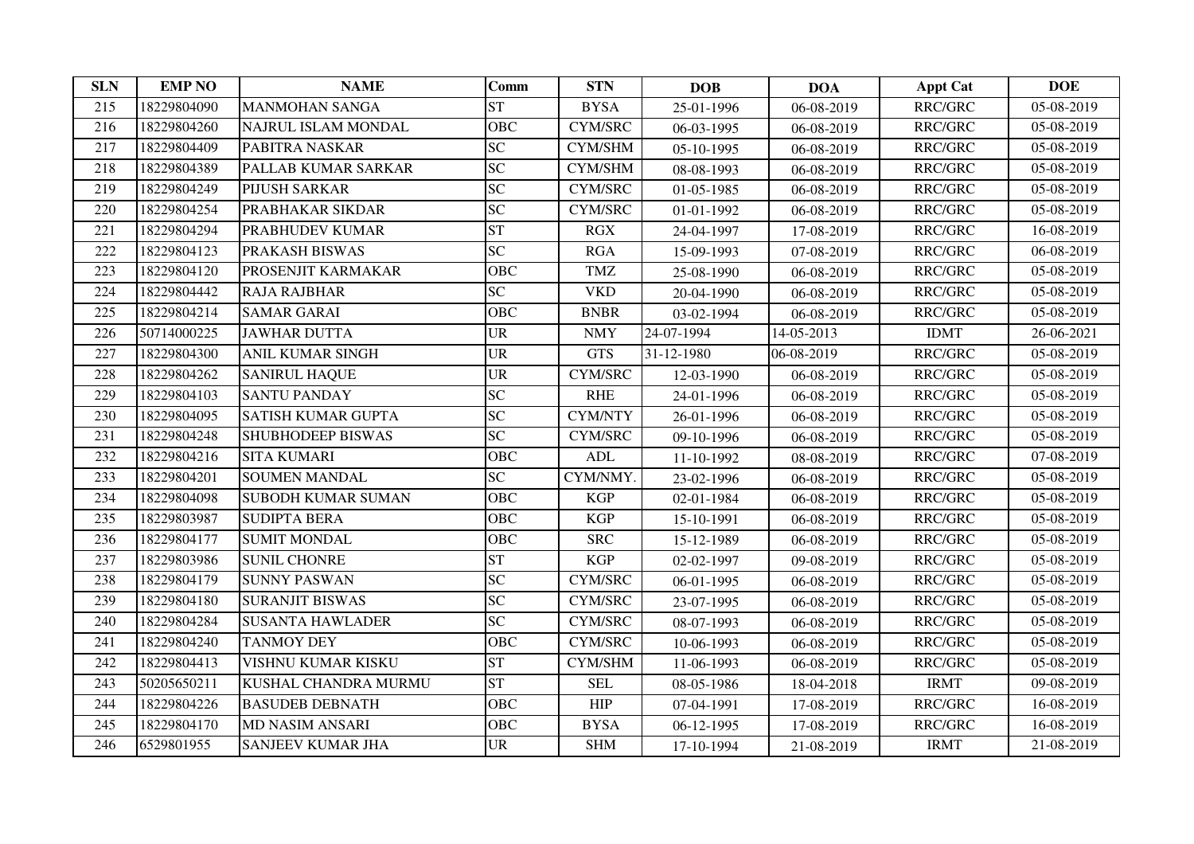| SLN | EMP NO | NAME | Comm | STN | DOB | DOA | Appt Cat | DOE |
|---|---|---|---|---|---|---|---|---|
| 215 | 18229804090 | MANMOHAN SANGA | ST | BYSA | 25-01-1996 | 06-08-2019 | RRC/GRC | 05-08-2019 |
| 216 | 18229804260 | NAJRUL ISLAM MONDAL | OBC | CYM/SRC | 06-03-1995 | 06-08-2019 | RRC/GRC | 05-08-2019 |
| 217 | 18229804409 | PABITRA NASKAR | SC | CYM/SHM | 05-10-1995 | 06-08-2019 | RRC/GRC | 05-08-2019 |
| 218 | 18229804389 | PALLAB KUMAR SARKAR | SC | CYM/SHM | 08-08-1993 | 06-08-2019 | RRC/GRC | 05-08-2019 |
| 219 | 18229804249 | PIJUSH SARKAR | SC | CYM/SRC | 01-05-1985 | 06-08-2019 | RRC/GRC | 05-08-2019 |
| 220 | 18229804254 | PRABHAKAR SIKDAR | SC | CYM/SRC | 01-01-1992 | 06-08-2019 | RRC/GRC | 05-08-2019 |
| 221 | 18229804294 | PRABHUDEV KUMAR | ST | RGX | 24-04-1997 | 17-08-2019 | RRC/GRC | 16-08-2019 |
| 222 | 18229804123 | PRAKASH BISWAS | SC | RGA | 15-09-1993 | 07-08-2019 | RRC/GRC | 06-08-2019 |
| 223 | 18229804120 | PROSENJIT KARMAKAR | OBC | TMZ | 25-08-1990 | 06-08-2019 | RRC/GRC | 05-08-2019 |
| 224 | 18229804442 | RAJA RAJBHAR | SC | VKD | 20-04-1990 | 06-08-2019 | RRC/GRC | 05-08-2019 |
| 225 | 18229804214 | SAMAR GARAI | OBC | BNBR | 03-02-1994 | 06-08-2019 | RRC/GRC | 05-08-2019 |
| 226 | 50714000225 | JAWHAR DUTTA | UR | NMY | 24-07-1994 | 14-05-2013 | IDMT | 26-06-2021 |
| 227 | 18229804300 | ANIL KUMAR SINGH | UR | GTS | 31-12-1980 | 06-08-2019 | RRC/GRC | 05-08-2019 |
| 228 | 18229804262 | SANIRUL HAQUE | UR | CYM/SRC | 12-03-1990 | 06-08-2019 | RRC/GRC | 05-08-2019 |
| 229 | 18229804103 | SANTU PANDAY | SC | RHE | 24-01-1996 | 06-08-2019 | RRC/GRC | 05-08-2019 |
| 230 | 18229804095 | SATISH KUMAR GUPTA | SC | CYM/NTY | 26-01-1996 | 06-08-2019 | RRC/GRC | 05-08-2019 |
| 231 | 18229804248 | SHUBHODEEP BISWAS | SC | CYM/SRC | 09-10-1996 | 06-08-2019 | RRC/GRC | 05-08-2019 |
| 232 | 18229804216 | SITA KUMARI | OBC | ADL | 11-10-1992 | 08-08-2019 | RRC/GRC | 07-08-2019 |
| 233 | 18229804201 | SOUMEN MANDAL | SC | CYM/NMY. | 23-02-1996 | 06-08-2019 | RRC/GRC | 05-08-2019 |
| 234 | 18229804098 | SUBODH KUMAR SUMAN | OBC | KGP | 02-01-1984 | 06-08-2019 | RRC/GRC | 05-08-2019 |
| 235 | 18229803987 | SUDIPTA BERA | OBC | KGP | 15-10-1991 | 06-08-2019 | RRC/GRC | 05-08-2019 |
| 236 | 18229804177 | SUMIT MONDAL | OBC | SRC | 15-12-1989 | 06-08-2019 | RRC/GRC | 05-08-2019 |
| 237 | 18229803986 | SUNIL CHONRE | ST | KGP | 02-02-1997 | 09-08-2019 | RRC/GRC | 05-08-2019 |
| 238 | 18229804179 | SUNNY PASWAN | SC | CYM/SRC | 06-01-1995 | 06-08-2019 | RRC/GRC | 05-08-2019 |
| 239 | 18229804180 | SURANJIT BISWAS | SC | CYM/SRC | 23-07-1995 | 06-08-2019 | RRC/GRC | 05-08-2019 |
| 240 | 18229804284 | SUSANTA HAWLADER | SC | CYM/SRC | 08-07-1993 | 06-08-2019 | RRC/GRC | 05-08-2019 |
| 241 | 18229804240 | TANMOY DEY | OBC | CYM/SRC | 10-06-1993 | 06-08-2019 | RRC/GRC | 05-08-2019 |
| 242 | 18229804413 | VISHNU KUMAR KISKU | ST | CYM/SHM | 11-06-1993 | 06-08-2019 | RRC/GRC | 05-08-2019 |
| 243 | 50205650211 | KUSHAL CHANDRA MURMU | ST | SEL | 08-05-1986 | 18-04-2018 | IRMT | 09-08-2019 |
| 244 | 18229804226 | BASUDEB DEBNATH | OBC | HIP | 07-04-1991 | 17-08-2019 | RRC/GRC | 16-08-2019 |
| 245 | 18229804170 | MD NASIM ANSARI | OBC | BYSA | 06-12-1995 | 17-08-2019 | RRC/GRC | 16-08-2019 |
| 246 | 6529801955 | SANJEEV KUMAR JHA | UR | SHM | 17-10-1994 | 21-08-2019 | IRMT | 21-08-2019 |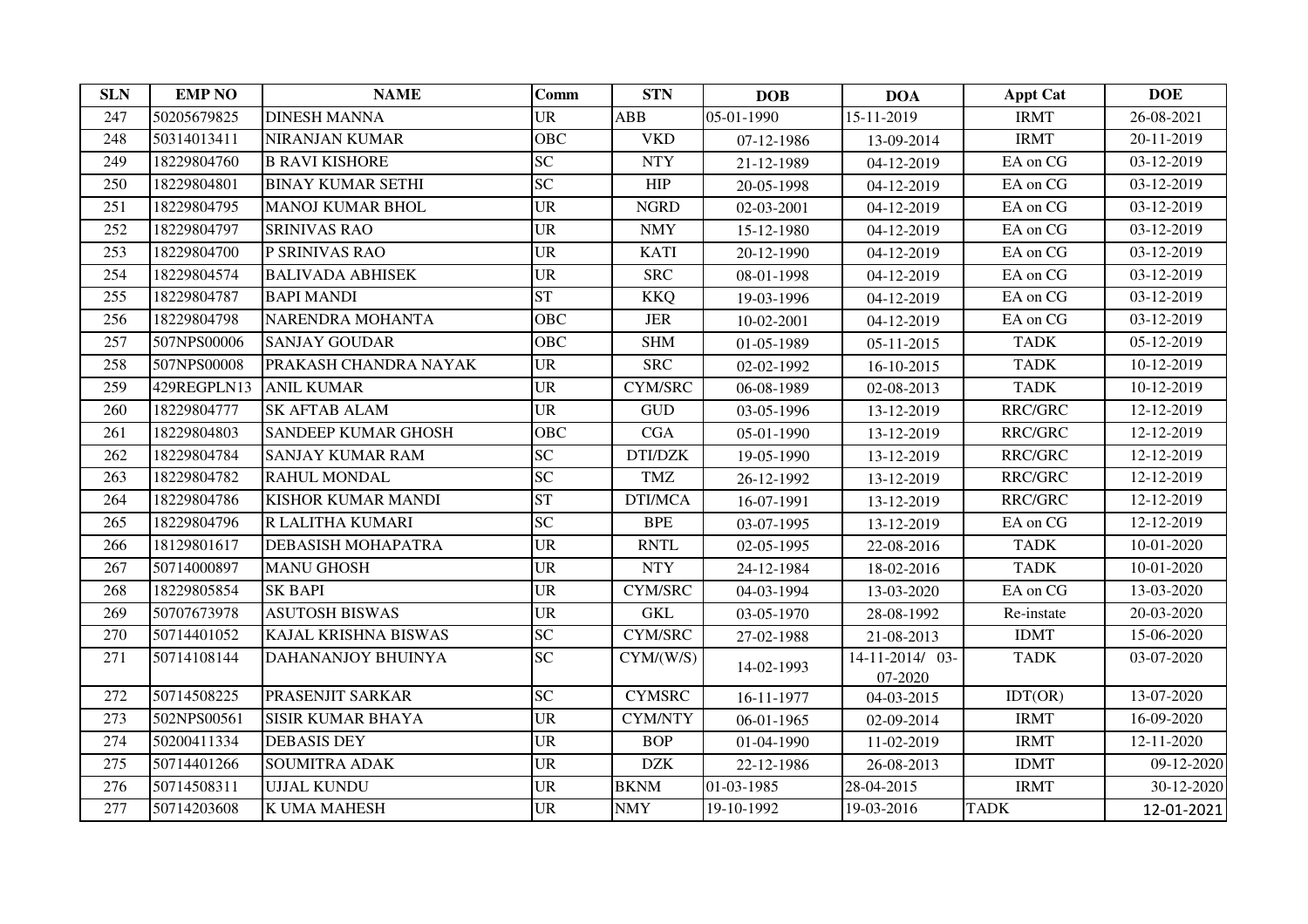| SLN | EMP NO | NAME | Comm | STN | DOB | DOA | Appt Cat | DOE |
|---|---|---|---|---|---|---|---|---|
| 247 | 50205679825 | DINESH MANNA | UR | ABB | 05-01-1990 | 15-11-2019 | IRMT | 26-08-2021 |
| 248 | 50314013411 | NIRANJAN KUMAR | OBC | VKD | 07-12-1986 | 13-09-2014 | IRMT | 20-11-2019 |
| 249 | 18229804760 | B RAVI KISHORE | SC | NTY | 21-12-1989 | 04-12-2019 | EA on CG | 03-12-2019 |
| 250 | 18229804801 | BINAY KUMAR SETHI | SC | HIP | 20-05-1998 | 04-12-2019 | EA on CG | 03-12-2019 |
| 251 | 18229804795 | MANOJ KUMAR BHOL | UR | NGRD | 02-03-2001 | 04-12-2019 | EA on CG | 03-12-2019 |
| 252 | 18229804797 | SRINIVAS RAO | UR | NMY | 15-12-1980 | 04-12-2019 | EA on CG | 03-12-2019 |
| 253 | 18229804700 | P SRINIVAS RAO | UR | KATI | 20-12-1990 | 04-12-2019 | EA on CG | 03-12-2019 |
| 254 | 18229804574 | BALIVADA ABHISEK | UR | SRC | 08-01-1998 | 04-12-2019 | EA on CG | 03-12-2019 |
| 255 | 18229804787 | BAPI MANDI | ST | KKQ | 19-03-1996 | 04-12-2019 | EA on CG | 03-12-2019 |
| 256 | 18229804798 | NARENDRA MOHANTA | OBC | JER | 10-02-2001 | 04-12-2019 | EA on CG | 03-12-2019 |
| 257 | 507NPS00006 | SANJAY GOUDAR | OBC | SHM | 01-05-1989 | 05-11-2015 | TADK | 05-12-2019 |
| 258 | 507NPS00008 | PRAKASH CHANDRA NAYAK | UR | SRC | 02-02-1992 | 16-10-2015 | TADK | 10-12-2019 |
| 259 | 429REGPLN13 | ANIL KUMAR | UR | CYM/SRC | 06-08-1989 | 02-08-2013 | TADK | 10-12-2019 |
| 260 | 18229804777 | SK AFTAB ALAM | UR | GUD | 03-05-1996 | 13-12-2019 | RRC/GRC | 12-12-2019 |
| 261 | 18229804803 | SANDEEP KUMAR GHOSH | OBC | CGA | 05-01-1990 | 13-12-2019 | RRC/GRC | 12-12-2019 |
| 262 | 18229804784 | SANJAY KUMAR RAM | SC | DTI/DZK | 19-05-1990 | 13-12-2019 | RRC/GRC | 12-12-2019 |
| 263 | 18229804782 | RAHUL MONDAL | SC | TMZ | 26-12-1992 | 13-12-2019 | RRC/GRC | 12-12-2019 |
| 264 | 18229804786 | KISHOR KUMAR MANDI | ST | DTI/MCA | 16-07-1991 | 13-12-2019 | RRC/GRC | 12-12-2019 |
| 265 | 18229804796 | R LALITHA KUMARI | SC | BPE | 03-07-1995 | 13-12-2019 | EA on CG | 12-12-2019 |
| 266 | 18129801617 | DEBASISH MOHAPATRA | UR | RNTL | 02-05-1995 | 22-08-2016 | TADK | 10-01-2020 |
| 267 | 50714000897 | MANU GHOSH | UR | NTY | 24-12-1984 | 18-02-2016 | TADK | 10-01-2020 |
| 268 | 18229805854 | SK BAPI | UR | CYM/SRC | 04-03-1994 | 13-03-2020 | EA on CG | 13-03-2020 |
| 269 | 50707673978 | ASUTOSH BISWAS | UR | GKL | 03-05-1970 | 28-08-1992 | Re-instate | 20-03-2020 |
| 270 | 50714401052 | KAJAL KRISHNA BISWAS | SC | CYM/SRC | 27-02-1988 | 21-08-2013 | IDMT | 15-06-2020 |
| 271 | 50714108144 | DAHANANJOY BHUINYA | SC | CYM/(W/S) | 14-02-1993 | 14-11-2014/ 03-07-2020 | TADK | 03-07-2020 |
| 272 | 50714508225 | PRASENJIT SARKAR | SC | CYMSRC | 16-11-1977 | 04-03-2015 | IDT(OR) | 13-07-2020 |
| 273 | 502NPS00561 | SISIR KUMAR BHAYA | UR | CYM/NTY | 06-01-1965 | 02-09-2014 | IRMT | 16-09-2020 |
| 274 | 50200411334 | DEBASIS DEY | UR | BOP | 01-04-1990 | 11-02-2019 | IRMT | 12-11-2020 |
| 275 | 50714401266 | SOUMITRA ADAK | UR | DZK | 22-12-1986 | 26-08-2013 | IDMT | 09-12-2020 |
| 276 | 50714508311 | UJJAL KUNDU | UR | BKNM | 01-03-1985 | 28-04-2015 | IRMT | 30-12-2020 |
| 277 | 50714203608 | K UMA MAHESH | UR | NMY | 19-10-1992 | 19-03-2016 | TADK | 12-01-2021 |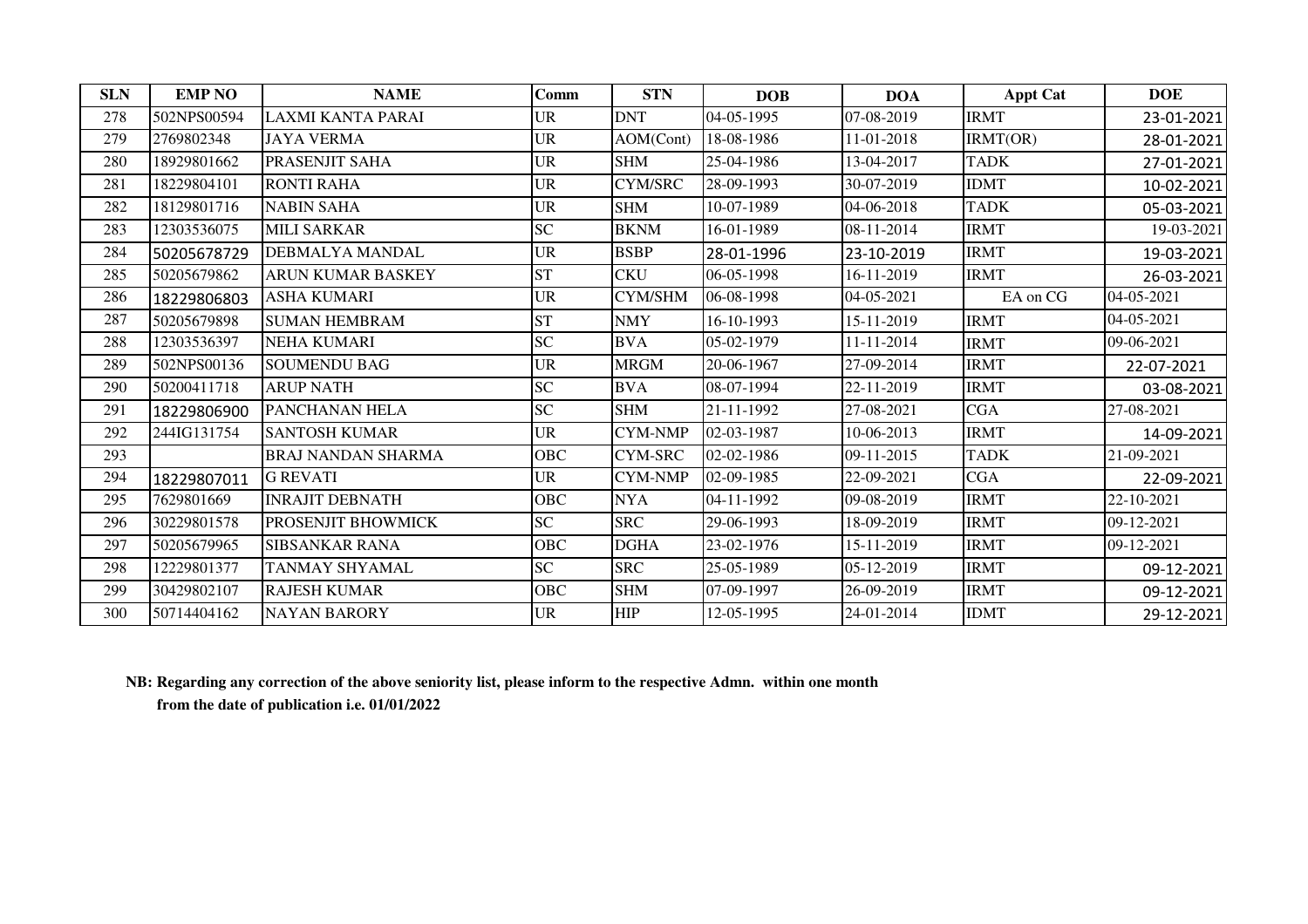| SLN | EMP NO | NAME | Comm | STN | DOB | DOA | Appt Cat | DOE |
|---|---|---|---|---|---|---|---|---|
| 278 | 502NPS00594 | LAXMI KANTA PARAI | UR | DNT | 04-05-1995 | 07-08-2019 | IRMT | 23-01-2021 |
| 279 | 2769802348 | JAYA VERMA | UR | AOM(Cont) | 18-08-1986 | 11-01-2018 | IRMT(OR) | 28-01-2021 |
| 280 | 18929801662 | PRASENJIT SAHA | UR | SHM | 25-04-1986 | 13-04-2017 | TADK | 27-01-2021 |
| 281 | 18229804101 | RONTI RAHA | UR | CYM/SRC | 28-09-1993 | 30-07-2019 | IDMT | 10-02-2021 |
| 282 | 18129801716 | NABIN SAHA | UR | SHM | 10-07-1989 | 04-06-2018 | TADK | 05-03-2021 |
| 283 | 12303536075 | MILI SARKAR | SC | BKNM | 16-01-1989 | 08-11-2014 | IRMT | 19-03-2021 |
| 284 | 50205678729 | DEBMALYA MANDAL | UR | BSBP | 28-01-1996 | 23-10-2019 | IRMT | 19-03-2021 |
| 285 | 50205679862 | ARUN KUMAR BASKEY | ST | CKU | 06-05-1998 | 16-11-2019 | IRMT | 26-03-2021 |
| 286 | 18229806803 | ASHA KUMARI | UR | CYM/SHM | 06-08-1998 | 04-05-2021 | EA on CG | 04-05-2021 |
| 287 | 50205679898 | SUMAN HEMBRAM | ST | NMY | 16-10-1993 | 15-11-2019 | IRMT | 04-05-2021 |
| 288 | 12303536397 | NEHA KUMARI | SC | BVA | 05-02-1979 | 11-11-2014 | IRMT | 09-06-2021 |
| 289 | 502NPS00136 | SOUMENDU BAG | UR | MRGM | 20-06-1967 | 27-09-2014 | IRMT | 22-07-2021 |
| 290 | 50200411718 | ARUP NATH | SC | BVA | 08-07-1994 | 22-11-2019 | IRMT | 03-08-2021 |
| 291 | 18229806900 | PANCHANAN HELA | SC | SHM | 21-11-1992 | 27-08-2021 | CGA | 27-08-2021 |
| 292 | 244IG131754 | SANTOSH KUMAR | UR | CYM-NMP | 02-03-1987 | 10-06-2013 | IRMT | 14-09-2021 |
| 293 | | BRAJ NANDAN SHARMA | OBC | CYM-SRC | 02-02-1986 | 09-11-2015 | TADK | 21-09-2021 |
| 294 | 18229807011 | G REVATI | UR | CYM-NMP | 02-09-1985 | 22-09-2021 | CGA | 22-09-2021 |
| 295 | 7629801669 | INRAJIT DEBNATH | OBC | NYA | 04-11-1992 | 09-08-2019 | IRMT | 22-10-2021 |
| 296 | 30229801578 | PROSENJIT BHOWMICK | SC | SRC | 29-06-1993 | 18-09-2019 | IRMT | 09-12-2021 |
| 297 | 50205679965 | SIBSANKAR RANA | OBC | DGHA | 23-02-1976 | 15-11-2019 | IRMT | 09-12-2021 |
| 298 | 12229801377 | TANMAY SHYAMAL | SC | SRC | 25-05-1989 | 05-12-2019 | IRMT | 09-12-2021 |
| 299 | 30429802107 | RAJESH KUMAR | OBC | SHM | 07-09-1997 | 26-09-2019 | IRMT | 09-12-2021 |
| 300 | 50714404162 | NAYAN BARORY | UR | HIP | 12-05-1995 | 24-01-2014 | IDMT | 29-12-2021 |

**NB: Regarding any correction of the above seniority list, please inform to the respective Admn. within one month from the date of publication i.e. 01/01/2022**